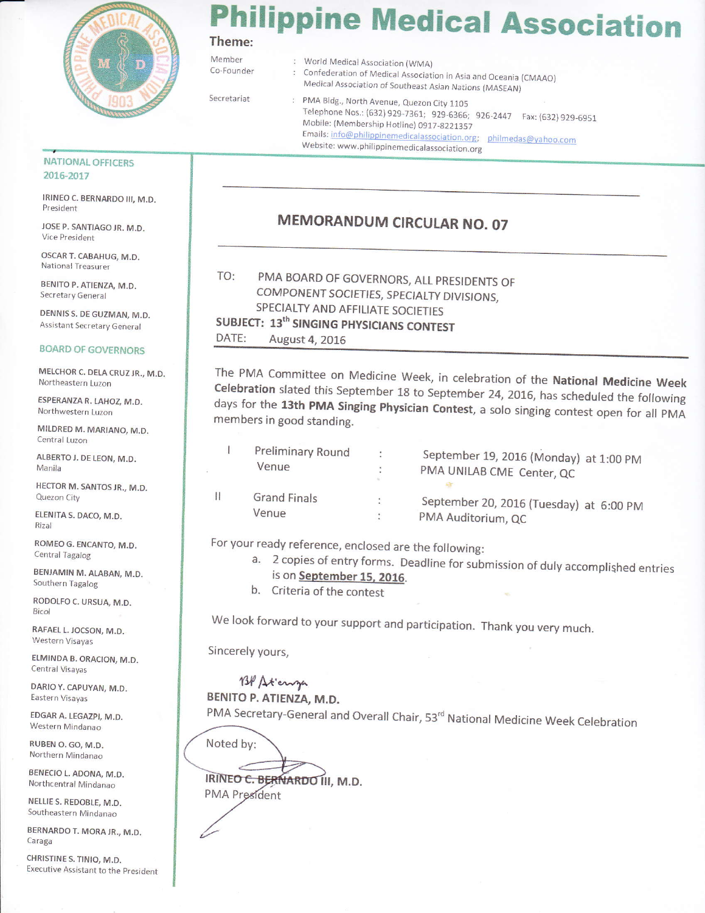# Philippine Medical Association

**Theme:**

Member : World Medical Association (WMA)
Co-Founder : Confederation of Medical Association in Asia and Oceania (CMAAO)
Medical Association of Southeast Asian Nations (MASEAN)

Secretariat : PMA Bldg., North Avenue, Quezon City 1105
Telephone Nos.: (632) 929-7361; 929-6366; 926-2447 Fax: (632) 929-6951
Mobile: (Membership Hotline) 0917-8221357
Emails: info@philippinemedicalassociation.org; philmedas@yahoo.com
Website: www.philippinemedicalassociation.org

**NATIONAL OFFICERS 2016-2017**

IRINEO C. BERNARDO III, M.D. – President
JOSE P. SANTIAGO JR. M.D. – Vice President
OSCAR T. CABAHUG, M.D. – National Treasurer
BENITO P. ATIENZA, M.D. – Secretary General
DENNIS S. DE GUZMAN, M.D. – Assistant Secretary General

**BOARD OF GOVERNORS**

MELCHOR C. DELA CRUZ JR., M.D. – Northeastern Luzon
ESPERANZA R. LAHOZ, M.D. – Northwestern Luzon
MILDRED M. MARIANO, M.D. – Central Luzon
ALBERTO J. DE LEON, M.D. – Manila
HECTOR M. SANTOS JR., M.D. – Quezon City
ELENITA S. DACO, M.D. – Rizal
ROMEO G. ENCANTO, M.D. – Central Tagalog
BENJAMIN M. ALABAN, M.D. – Southern Tagalog
RODOLFO C. URSUA, M.D. – Bicol
RAFAEL L. JOCSON, M.D. – Western Visayas
ELMINDA B. ORACION, M.D. – Central Visayas
DARIO Y. CAPUYAN, M.D. – Eastern Visayas
EDGAR A. LEGAZPI, M.D. – Western Mindanao
RUBEN O. GO, M.D. – Northern Mindanao
BENECIO L. ADONA, M.D. – Northcentral Mindanao
NELLIE S. REDOBLE, M.D. – Southeastern Mindanao
BERNARDO T. MORA JR., M.D. – Caraga
CHRISTINE S. TINIO, M.D. – Executive Assistant to the President

## MEMORANDUM CIRCULAR NO. 07

TO: PMA BOARD OF GOVERNORS, ALL PRESIDENTS OF COMPONENT SOCIETIES, SPECIALTY DIVISIONS, SPECIALTY AND AFFILIATE SOCIETIES

**SUBJECT: 13th SINGING PHYSICIANS CONTEST**

DATE: August 4, 2016

The PMA Committee on Medicine Week, in celebration of the **National Medicine Week Celebration** slated this September 18 to September 24, 2016, has scheduled the following days for the **13th PMA Singing Physician Contest**, a solo singing contest open for all PMA members in good standing.

| | | | |
|---|---|---|---|
| I | Preliminary Round | : | September 19, 2016 (Monday) at 1:00 PM |
| | Venue | : | PMA UNILAB CME Center, QC |
| II | Grand Finals | : | September 20, 2016 (Tuesday) at 6:00 PM |
| | Venue | : | PMA Auditorium, QC |

For your ready reference, enclosed are the following:

a. 2 copies of entry forms. Deadline for submission of duly accomplished entries is on **September 15, 2016**.
b. Criteria of the contest

We look forward to your support and participation. Thank you very much.

Sincerely yours,

**BENITO P. ATIENZA, M.D.**
PMA Secretary-General and Overall Chair, 53rd National Medicine Week Celebration

Noted by:

**IRINEO C. BERNARDO III, M.D.**
PMA President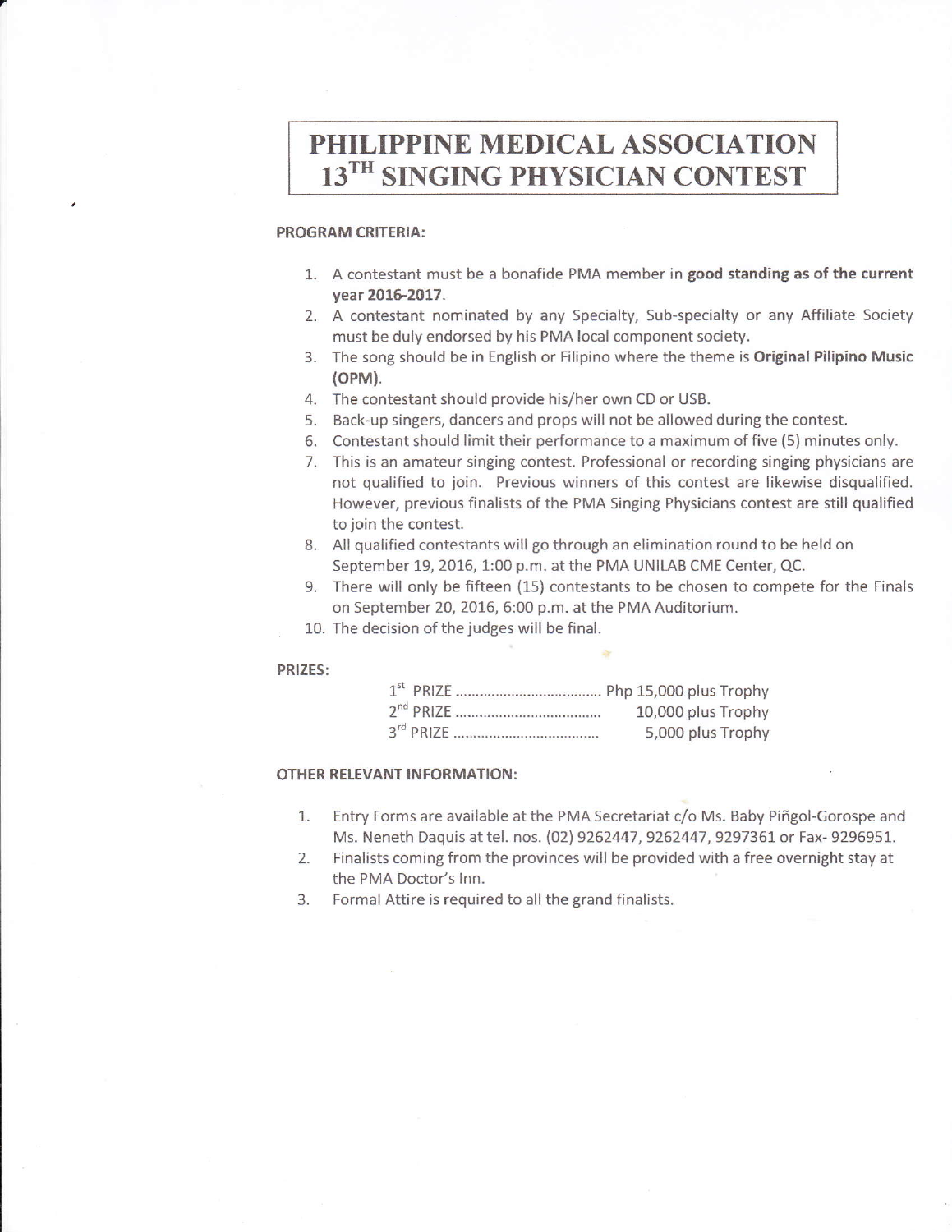# PHILIPPINE MEDICAL ASSOCIATION 13TH SINGING PHYSICIAN CONTEST

**PROGRAM CRITERIA:**

1. A contestant must be a bonafide PMA member in **good standing as of the current year 2016-2017**.
2. A contestant nominated by any Specialty, Sub-specialty or any Affiliate Society must be duly endorsed by his PMA local component society.
3. The song should be in English or Filipino where the theme is **Original Pilipino Music (OPM)**.
4. The contestant should provide his/her own CD or USB.
5. Back-up singers, dancers and props will not be allowed during the contest.
6. Contestant should limit their performance to a maximum of five (5) minutes only.
7. This is an amateur singing contest. Professional or recording singing physicians are not qualified to join. Previous winners of this contest are likewise disqualified. However, previous finalists of the PMA Singing Physicians contest are still qualified to join the contest.
8. All qualified contestants will go through an elimination round to be held on September 19, 2016, 1:00 p.m. at the PMA UNILAB CME Center, QC.
9. There will only be fifteen (15) contestants to be chosen to compete for the Finals on September 20, 2016, 6:00 p.m. at the PMA Auditorium.
10. The decision of the judges will be final.

**PRIZES:**

1st PRIZE ..................................... Php 15,000 plus Trophy
2nd PRIZE ..................................... 10,000 plus Trophy
3rd PRIZE ..................................... 5,000 plus Trophy

**OTHER RELEVANT INFORMATION:**

1. Entry Forms are available at the PMA Secretariat c/o Ms. Baby Piñgol-Gorospe and Ms. Neneth Daquis at tel. nos. (02) 9262447, 9262447, 9297361 or Fax- 9296951.
2. Finalists coming from the provinces will be provided with a free overnight stay at the PMA Doctor's Inn.
3. Formal Attire is required to all the grand finalists.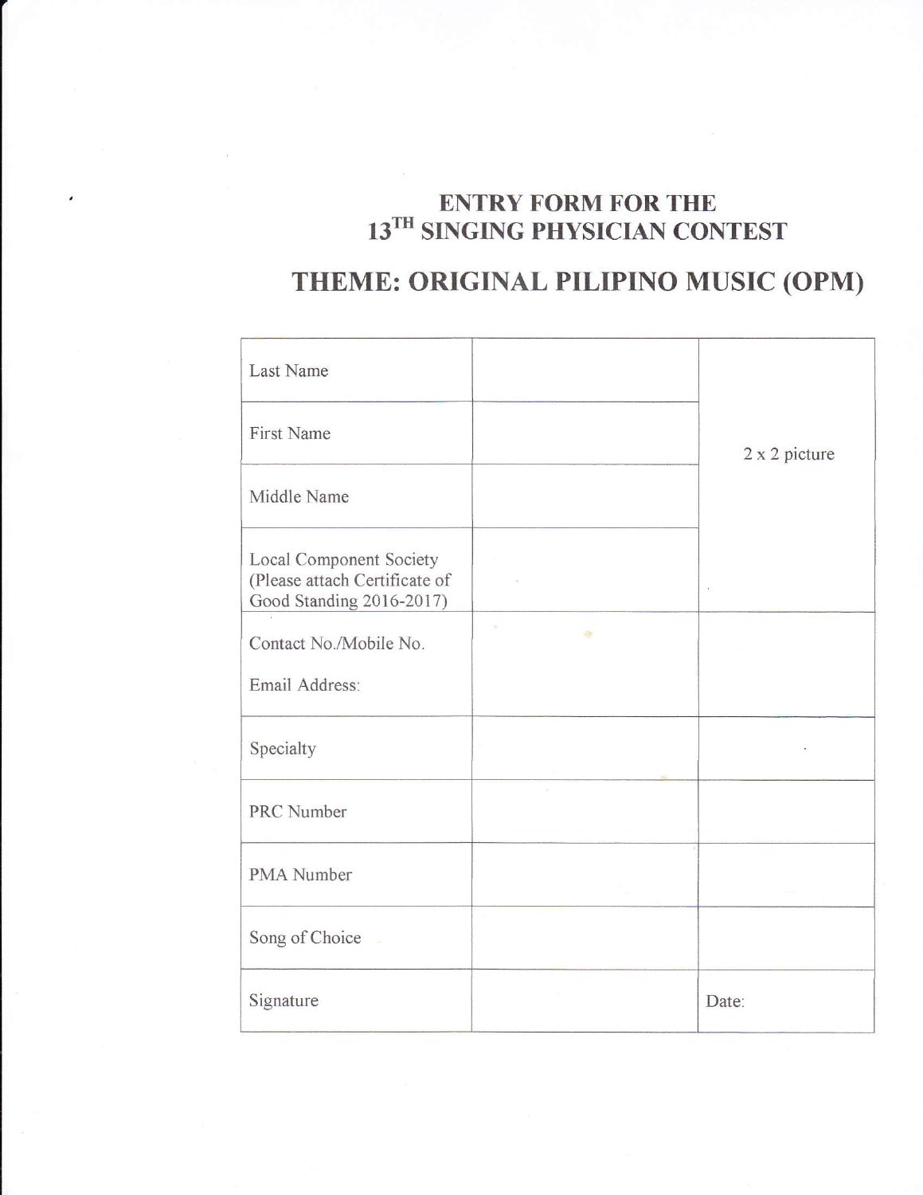## ENTRY FORM FOR THE 13TH SINGING PHYSICIAN CONTEST

## THEME: ORIGINAL PILIPINO MUSIC (OPM)

| | | |
|---|---|---|
| Last Name | | 2 x 2 picture |
| First Name | | |
| Middle Name | | |
| Local Component Society (Please attach Certificate of Good Standing 2016-2017) | | |
| Contact No./Mobile No.<br>Email Address: | | |
| Specialty | | |
| PRC Number | | |
| PMA Number | | |
| Song of Choice | | |
| Signature | | Date: |